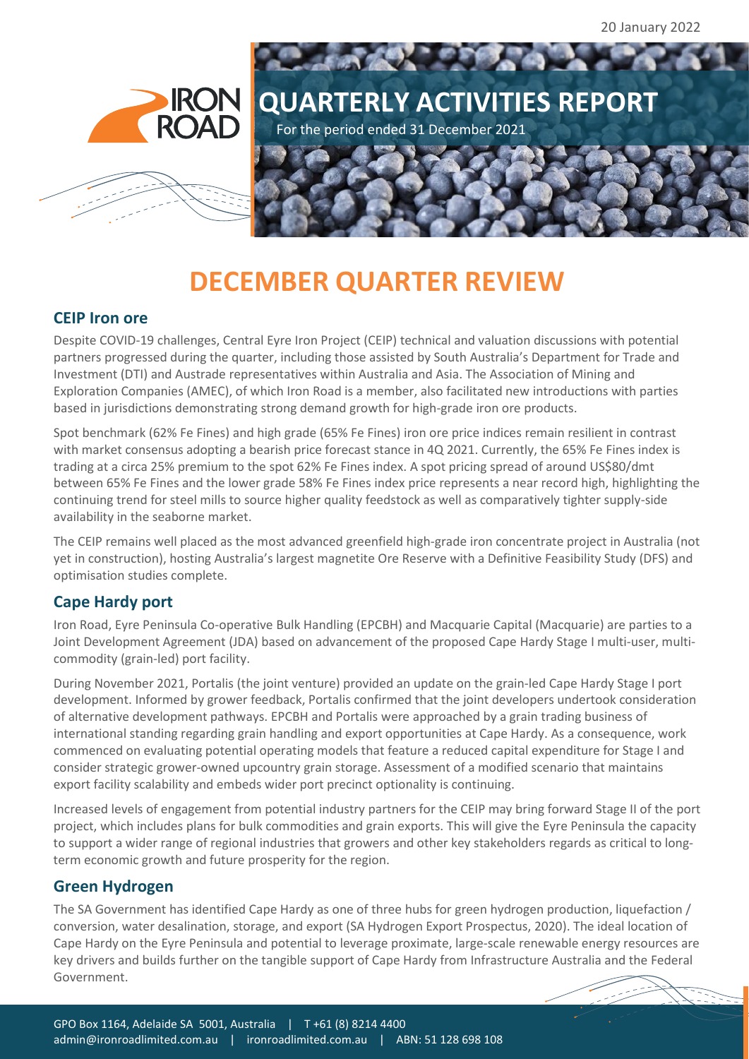20 January 2022

# QUARTERLY ACTIVITIES REPORT

For the period ended 31 December 2021

# DECEMBER QUARTER REVIEW

## CEIP Iron ore

Despite COVID-19 challenges, Central Eyre Iron Project (CEIP) technical and valuation discussions with potential partners progressed during the quarter, including those assisted by South Australia's Department for Trade and Investment (DTI) and Austrade representatives within Australia and Asia. The Association of Mining and Exploration Companies (AMEC), of which Iron Road is a member, also facilitated new introductions with parties based in jurisdictions demonstrating strong demand growth for high-grade iron ore products.

Spot benchmark (62% Fe Fines) and high grade (65% Fe Fines) iron ore price indices remain resilient in contrast with market consensus adopting a bearish price forecast stance in 4Q 2021. Currently, the 65% Fe Fines index is trading at a circa 25% premium to the spot 62% Fe Fines index. A spot pricing spread of around US$80/dmt between 65% Fe Fines and the lower grade 58% Fe Fines index price represents a near record high, highlighting the continuing trend for steel mills to source higher quality feedstock as well as comparatively tighter supply-side availability in the seaborne market.

The CEIP remains well placed as the most advanced greenfield high-grade iron concentrate project in Australia (not yet in construction), hosting Australia's largest magnetite Ore Reserve with a Definitive Feasibility Study (DFS) and optimisation studies complete.

## Cape Hardy port

Iron Road, Eyre Peninsula Co-operative Bulk Handling (EPCBH) and Macquarie Capital (Macquarie) are parties to a Joint Development Agreement (JDA) based on advancement of the proposed Cape Hardy Stage I multi-user, multi-commodity (grain-led) port facility.

During November 2021, Portalis (the joint venture) provided an update on the grain-led Cape Hardy Stage I port development. Informed by grower feedback, Portalis confirmed that the joint developers undertook consideration of alternative development pathways. EPCBH and Portalis were approached by a grain trading business of international standing regarding grain handling and export opportunities at Cape Hardy. As a consequence, work commenced on evaluating potential operating models that feature a reduced capital expenditure for Stage I and consider strategic grower-owned upcountry grain storage. Assessment of a modified scenario that maintains export facility scalability and embeds wider port precinct optionality is continuing.

Increased levels of engagement from potential industry partners for the CEIP may bring forward Stage II of the port project, which includes plans for bulk commodities and grain exports. This will give the Eyre Peninsula the capacity to support a wider range of regional industries that growers and other key stakeholders regards as critical to long-term economic growth and future prosperity for the region.

## Green Hydrogen

The SA Government has identified Cape Hardy as one of three hubs for green hydrogen production, liquefaction / conversion, water desalination, storage, and export (SA Hydrogen Export Prospectus, 2020). The ideal location of Cape Hardy on the Eyre Peninsula and potential to leverage proximate, large-scale renewable energy resources are key drivers and builds further on the tangible support of Cape Hardy from Infrastructure Australia and the Federal Government.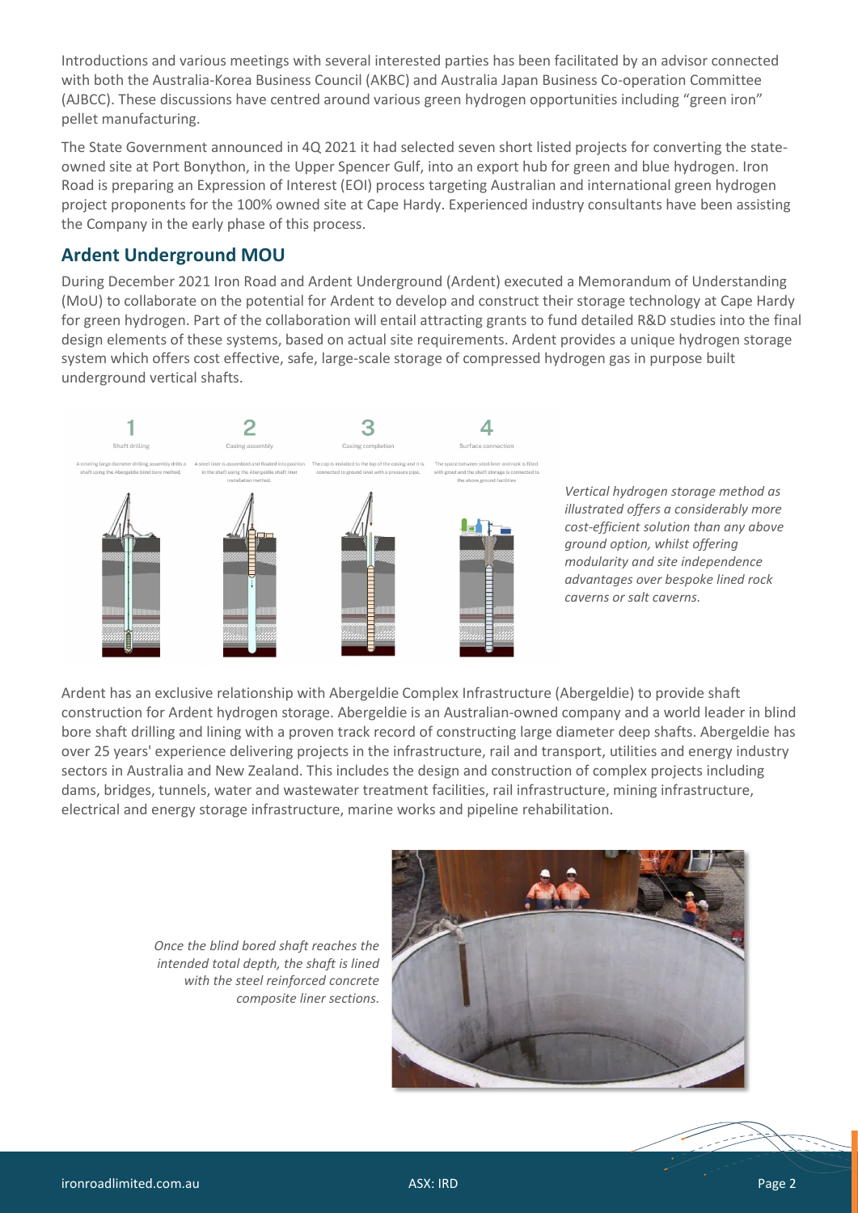Introductions and various meetings with several interested parties has been facilitated by an advisor connected with both the Australia-Korea Business Council (AKBC) and Australia Japan Business Co-operation Committee (AJBCC). These discussions have centred around various green hydrogen opportunities including "green iron" pellet manufacturing.

The State Government announced in 4Q 2021 it had selected seven short listed projects for converting the state-owned site at Port Bonython, in the Upper Spencer Gulf, into an export hub for green and blue hydrogen. Iron Road is preparing an Expression of Interest (EOI) process targeting Australian and international green hydrogen project proponents for the 100% owned site at Cape Hardy. Experienced industry consultants have been assisting the Company in the early phase of this process.

## Ardent Underground MOU

During December 2021 Iron Road and Ardent Underground (Ardent) executed a Memorandum of Understanding (MoU) to collaborate on the potential for Ardent to develop and construct their storage technology at Cape Hardy for green hydrogen. Part of the collaboration will entail attracting grants to fund detailed R&D studies into the final design elements of these systems, based on actual site requirements. Ardent provides a unique hydrogen storage system which offers cost effective, safe, large-scale storage of compressed hydrogen gas in purpose built underground vertical shafts.

*Vertical hydrogen storage method as illustrated offers a considerably more cost-efficient solution than any above ground option, whilst offering modularity and site independence advantages over bespoke lined rock caverns or salt caverns.*

Ardent has an exclusive relationship with Abergeldie Complex Infrastructure (Abergeldie) to provide shaft construction for Ardent hydrogen storage. Abergeldie is an Australian-owned company and a world leader in blind bore shaft drilling and lining with a proven track record of constructing large diameter deep shafts. Abergeldie has over 25 years' experience delivering projects in the infrastructure, rail and transport, utilities and energy industry sectors in Australia and New Zealand. This includes the design and construction of complex projects including dams, bridges, tunnels, water and wastewater treatment facilities, rail infrastructure, mining infrastructure, electrical and energy storage infrastructure, marine works and pipeline rehabilitation.

*Once the blind bored shaft reaches the intended total depth, the shaft is lined with the steel reinforced concrete composite liner sections.*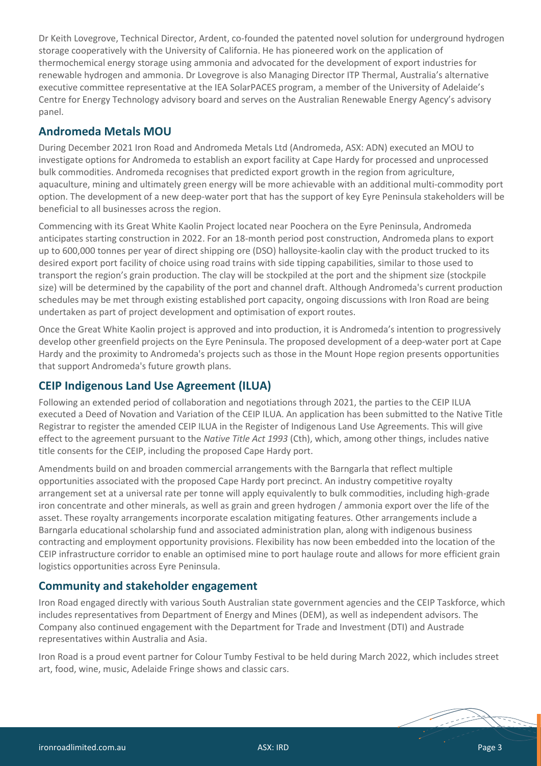Dr Keith Lovegrove, Technical Director, Ardent, co-founded the patented novel solution for underground hydrogen storage cooperatively with the University of California. He has pioneered work on the application of thermochemical energy storage using ammonia and advocated for the development of export industries for renewable hydrogen and ammonia. Dr Lovegrove is also Managing Director ITP Thermal, Australia's alternative executive committee representative at the IEA SolarPACES program, a member of the University of Adelaide's Centre for Energy Technology advisory board and serves on the Australian Renewable Energy Agency's advisory panel.

## Andromeda Metals MOU

During December 2021 Iron Road and Andromeda Metals Ltd (Andromeda, ASX: ADN) executed an MOU to investigate options for Andromeda to establish an export facility at Cape Hardy for processed and unprocessed bulk commodities. Andromeda recognises that predicted export growth in the region from agriculture, aquaculture, mining and ultimately green energy will be more achievable with an additional multi-commodity port option. The development of a new deep-water port that has the support of key Eyre Peninsula stakeholders will be beneficial to all businesses across the region.

Commencing with its Great White Kaolin Project located near Poochera on the Eyre Peninsula, Andromeda anticipates starting construction in 2022. For an 18-month period post construction, Andromeda plans to export up to 600,000 tonnes per year of direct shipping ore (DSO) halloysite-kaolin clay with the product trucked to its desired export port facility of choice using road trains with side tipping capabilities, similar to those used to transport the region's grain production. The clay will be stockpiled at the port and the shipment size (stockpile size) will be determined by the capability of the port and channel draft. Although Andromeda's current production schedules may be met through existing established port capacity, ongoing discussions with Iron Road are being undertaken as part of project development and optimisation of export routes.

Once the Great White Kaolin project is approved and into production, it is Andromeda's intention to progressively develop other greenfield projects on the Eyre Peninsula. The proposed development of a deep-water port at Cape Hardy and the proximity to Andromeda's projects such as those in the Mount Hope region presents opportunities that support Andromeda's future growth plans.

## CEIP Indigenous Land Use Agreement (ILUA)

Following an extended period of collaboration and negotiations through 2021, the parties to the CEIP ILUA executed a Deed of Novation and Variation of the CEIP ILUA. An application has been submitted to the Native Title Registrar to register the amended CEIP ILUA in the Register of Indigenous Land Use Agreements. This will give effect to the agreement pursuant to the *Native Title Act 1993* (Cth), which, among other things, includes native title consents for the CEIP, including the proposed Cape Hardy port.

Amendments build on and broaden commercial arrangements with the Barngarla that reflect multiple opportunities associated with the proposed Cape Hardy port precinct. An industry competitive royalty arrangement set at a universal rate per tonne will apply equivalently to bulk commodities, including high-grade iron concentrate and other minerals, as well as grain and green hydrogen / ammonia export over the life of the asset. These royalty arrangements incorporate escalation mitigating features. Other arrangements include a Barngarla educational scholarship fund and associated administration plan, along with indigenous business contracting and employment opportunity provisions. Flexibility has now been embedded into the location of the CEIP infrastructure corridor to enable an optimised mine to port haulage route and allows for more efficient grain logistics opportunities across Eyre Peninsula.

## Community and stakeholder engagement

Iron Road engaged directly with various South Australian state government agencies and the CEIP Taskforce, which includes representatives from Department of Energy and Mines (DEM), as well as independent advisors. The Company also continued engagement with the Department for Trade and Investment (DTI) and Austrade representatives within Australia and Asia.

Iron Road is a proud event partner for Colour Tumby Festival to be held during March 2022, which includes street art, food, wine, music, Adelaide Fringe shows and classic cars.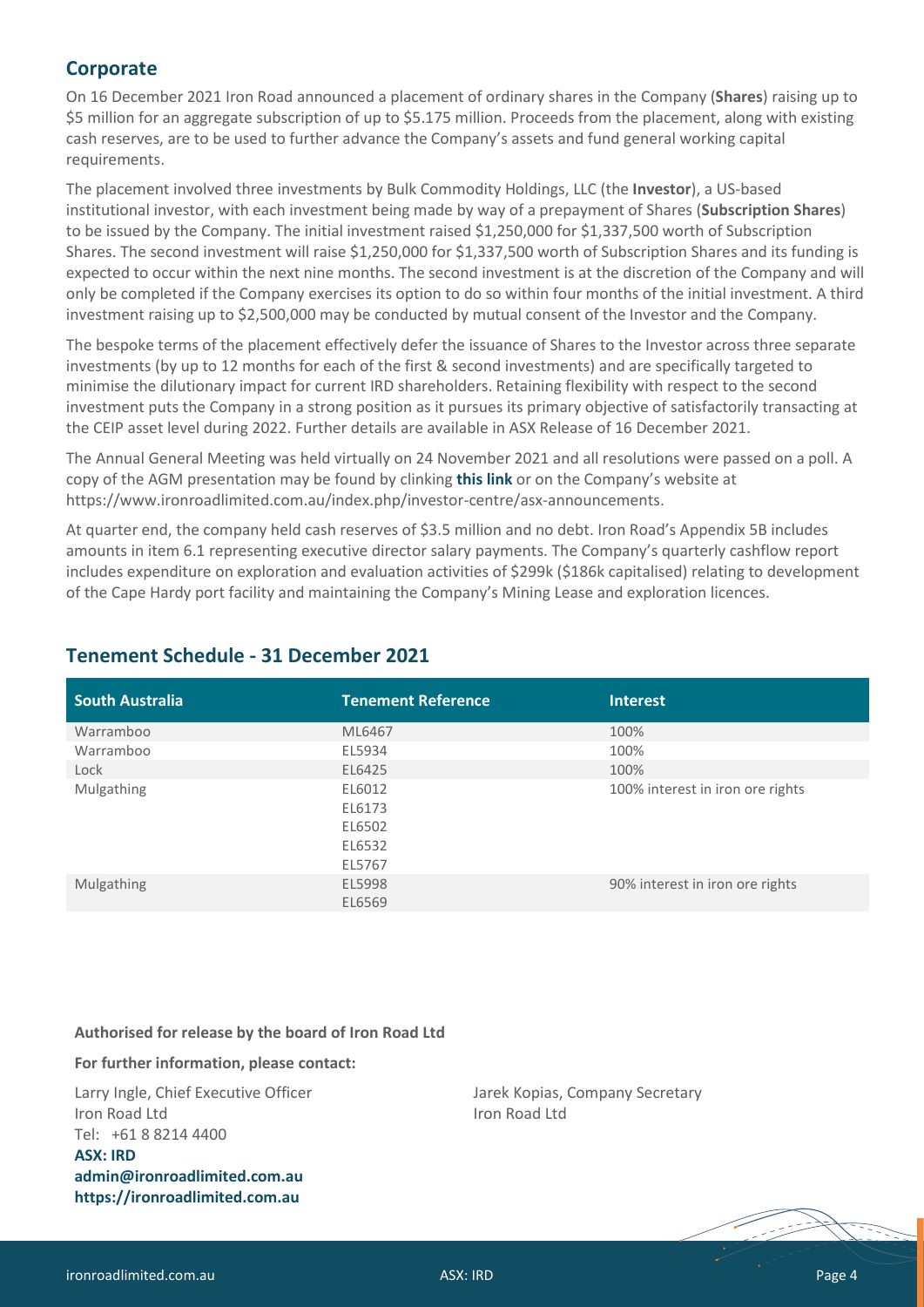## Corporate

On 16 December 2021 Iron Road announced a placement of ordinary shares in the Company (**Shares**) raising up to $5 million for an aggregate subscription of up to $5.175 million. Proceeds from the placement, along with existing cash reserves, are to be used to further advance the Company's assets and fund general working capital requirements.

The placement involved three investments by Bulk Commodity Holdings, LLC (the **Investor**), a US-based institutional investor, with each investment being made by way of a prepayment of Shares (**Subscription Shares**) to be issued by the Company. The initial investment raised $1,250,000 for $1,337,500 worth of Subscription Shares. The second investment will raise $1,250,000 for $1,337,500 worth of Subscription Shares and its funding is expected to occur within the next nine months. The second investment is at the discretion of the Company and will only be completed if the Company exercises its option to do so within four months of the initial investment. A third investment raising up to $2,500,000 may be conducted by mutual consent of the Investor and the Company.

The bespoke terms of the placement effectively defer the issuance of Shares to the Investor across three separate investments (by up to 12 months for each of the first & second investments) and are specifically targeted to minimise the dilutionary impact for current IRD shareholders. Retaining flexibility with respect to the second investment puts the Company in a strong position as it pursues its primary objective of satisfactorily transacting at the CEIP asset level during 2022. Further details are available in ASX Release of 16 December 2021.

The Annual General Meeting was held virtually on 24 November 2021 and all resolutions were passed on a poll. A copy of the AGM presentation may be found by clinking **this link** or on the Company's website at https://www.ironroadlimited.com.au/index.php/investor-centre/asx-announcements.

At quarter end, the company held cash reserves of $3.5 million and no debt. Iron Road's Appendix 5B includes amounts in item 6.1 representing executive director salary payments. The Company's quarterly cashflow report includes expenditure on exploration and evaluation activities of $299k ($186k capitalised) relating to development of the Cape Hardy port facility and maintaining the Company's Mining Lease and exploration licences.

## Tenement Schedule - 31 December 2021

| South Australia | Tenement Reference | Interest |
|---|---|---|
| Warramboo | ML6467 | 100% |
| Warramboo | EL5934 | 100% |
| Lock | EL6425 | 100% |
| Mulgathing | EL6012<br>EL6173<br>EL6502<br>EL6532<br>EL5767 | 100% interest in iron ore rights |
| Mulgathing | EL5998<br>EL6569 | 90% interest in iron ore rights |

**Authorised for release by the board of Iron Road Ltd**

**For further information, please contact:**

Larry Ingle, Chief Executive Officer
Iron Road Ltd
Tel: +61 8 8214 4400
**ASX: IRD**
**admin@ironroadlimited.com.au**
**https://ironroadlimited.com.au**

Jarek Kopias, Company Secretary
Iron Road Ltd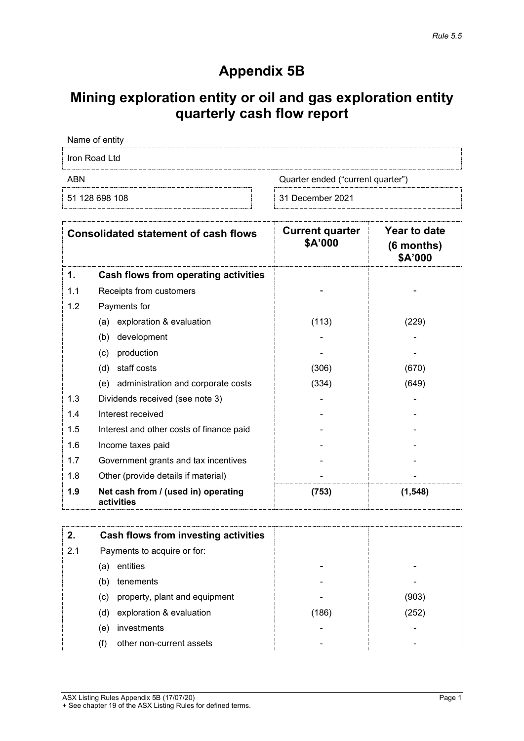*Rule 5.5*

# Appendix 5B

# Mining exploration entity or oil and gas exploration entity quarterly cash flow report

| Name of entity | |
|---|---|
| Iron Road Ltd | |

| ABN | Quarter ended ("current quarter") |
|---|---|
| 51 128 698 108 | 31 December 2021 |

| | Consolidated statement of cash flows | Current quarter $A'000 | Year to date (6 months) $A'000 |
|---|---|---|---|
| **1.** | **Cash flows from operating activities** | | |
| 1.1 | Receipts from customers | - | - |
| 1.2 | Payments for | | |
| | (a) exploration & evaluation | (113) | (229) |
| | (b) development | - | - |
| | (c) production | - | - |
| | (d) staff costs | (306) | (670) |
| | (e) administration and corporate costs | (334) | (649) |
| 1.3 | Dividends received (see note 3) | - | - |
| 1.4 | Interest received | - | - |
| 1.5 | Interest and other costs of finance paid | - | - |
| 1.6 | Income taxes paid | - | - |
| 1.7 | Government grants and tax incentives | - | - |
| 1.8 | Other (provide details if material) | - | - |
| **1.9** | **Net cash from / (used in) operating activities** | **(753)** | **(1,548)** |

| | | | |
|---|---|---|---|
| **2.** | **Cash flows from investing activities** | | |
| 2.1 | Payments to acquire or for: | | |
| | (a) entities | - | - |
| | (b) tenements | - | - |
| | (c) property, plant and equipment | - | (903) |
| | (d) exploration & evaluation | (186) | (252) |
| | (e) investments | - | - |
| | (f) other non-current assets | - | - |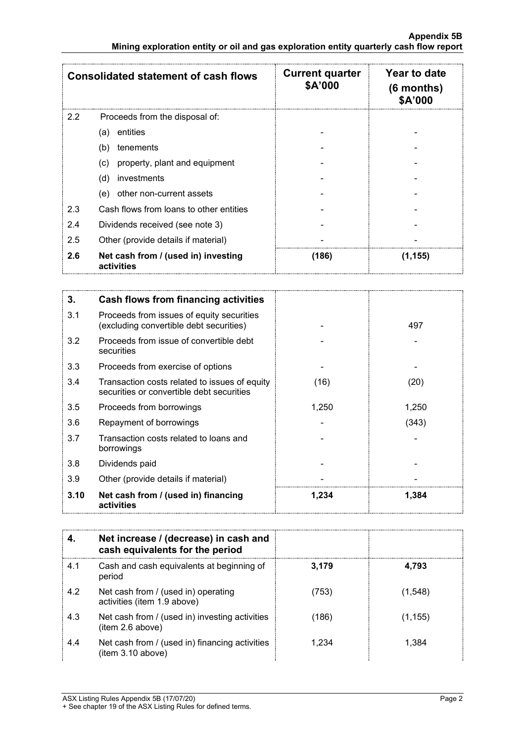| Consolidated statement of cash flows | | Current quarter $A'000 | Year to date (6 months) $A'000 |
|---|---|---|---|
| 2.2 | Proceeds from the disposal of: | | |
| | (a) entities | - | - |
| | (b) tenements | - | - |
| | (c) property, plant and equipment | - | - |
| | (d) investments | - | - |
| | (e) other non-current assets | - | - |
| 2.3 | Cash flows from loans to other entities | - | - |
| 2.4 | Dividends received (see note 3) | - | - |
| 2.5 | Other (provide details if material) | - | - |
| **2.6** | **Net cash from / (used in) investing activities** | **(186)** | **(1,155)** |

| **3.** | **Cash flows from financing activities** | | |
|---|---|---|---|
| 3.1 | Proceeds from issues of equity securities (excluding convertible debt securities) | - | 497 |
| 3.2 | Proceeds from issue of convertible debt securities | - | - |
| 3.3 | Proceeds from exercise of options | - | - |
| 3.4 | Transaction costs related to issues of equity securities or convertible debt securities | (16) | (20) |
| 3.5 | Proceeds from borrowings | 1,250 | 1,250 |
| 3.6 | Repayment of borrowings | - | (343) |
| 3.7 | Transaction costs related to loans and borrowings | - | - |
| 3.8 | Dividends paid | - | - |
| 3.9 | Other (provide details if material) | - | - |
| **3.10** | **Net cash from / (used in) financing activities** | **1,234** | **1,384** |

| **4.** | **Net increase / (decrease) in cash and cash equivalents for the period** | | |
|---|---|---|---|
| 4.1 | Cash and cash equivalents at beginning of period | **3,179** | **4,793** |
| 4.2 | Net cash from / (used in) operating activities (item 1.9 above) | (753) | (1,548) |
| 4.3 | Net cash from / (used in) investing activities (item 2.6 above) | (186) | (1,155) |
| 4.4 | Net cash from / (used in) financing activities (item 3.10 above) | 1,234 | 1,384 |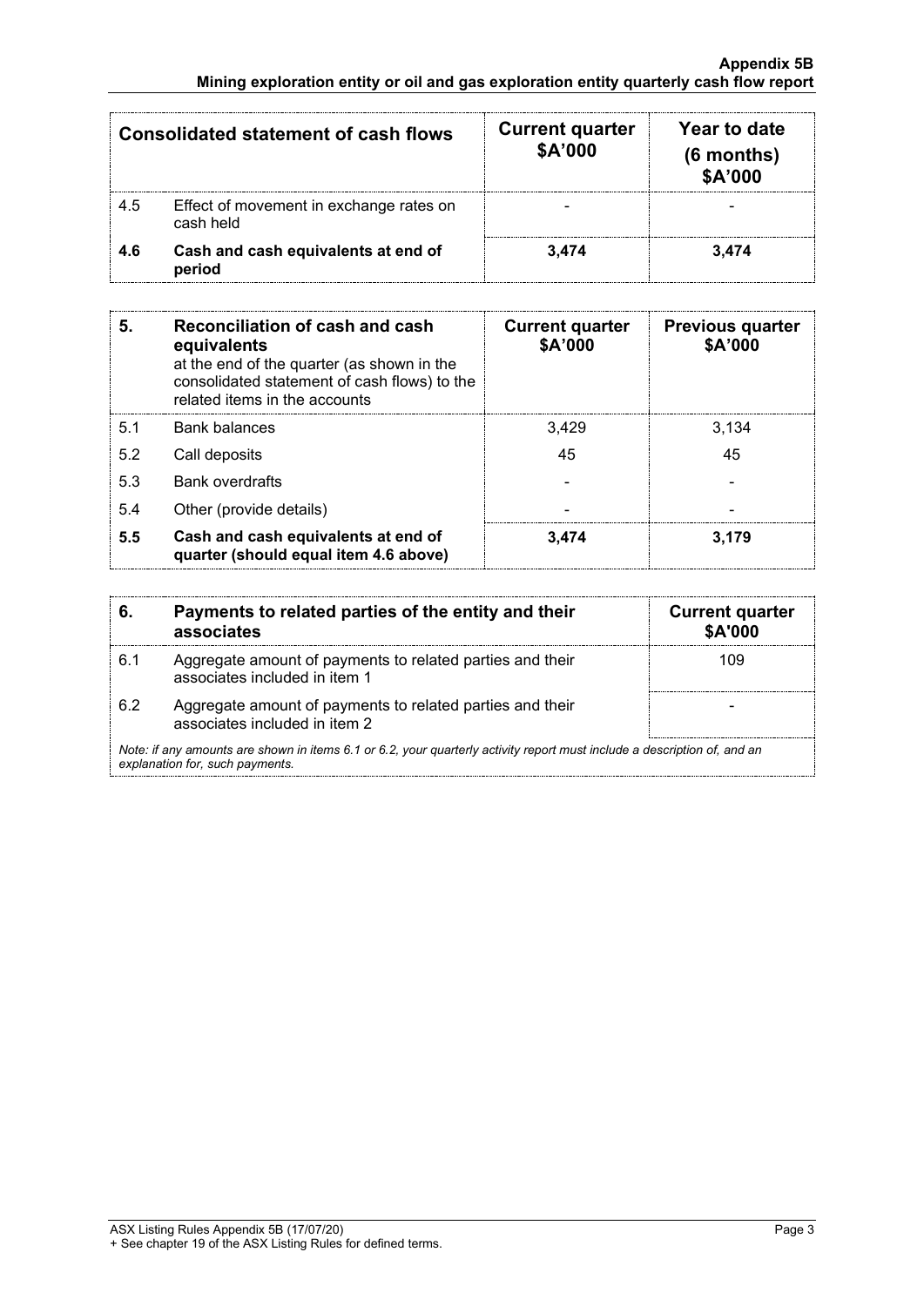| Consolidated statement of cash flows | | Current quarter \$A'000 | Year to date (6 months) \$A'000 |
|---|---|---|---|
| 4.5 | Effect of movement in exchange rates on cash held | - | - |
| **4.6** | **Cash and cash equivalents at end of period** | **3,474** | **3,474** |

| **5.** | **Reconciliation of cash and cash equivalents** at the end of the quarter (as shown in the consolidated statement of cash flows) to the related items in the accounts | **Current quarter \$A'000** | **Previous quarter \$A'000** |
|---|---|---|---|
| 5.1 | Bank balances | 3,429 | 3,134 |
| 5.2 | Call deposits | 45 | 45 |
| 5.3 | Bank overdrafts | - | - |
| 5.4 | Other (provide details) | - | - |
| **5.5** | **Cash and cash equivalents at end of quarter (should equal item 4.6 above)** | **3,474** | **3,179** |

| **6.** | **Payments to related parties of the entity and their associates** | **Current quarter \$A'000** |
|---|---|---|
| 6.1 | Aggregate amount of payments to related parties and their associates included in item 1 | 109 |
| 6.2 | Aggregate amount of payments to related parties and their associates included in item 2 | - |

*Note: if any amounts are shown in items 6.1 or 6.2, your quarterly activity report must include a description of, and an explanation for, such payments.*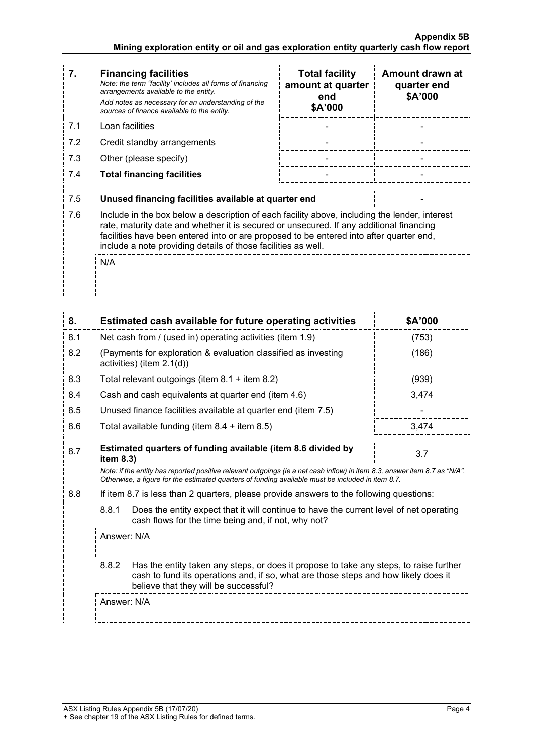| 7. | **Financing facilities** *Note: the term "facility' includes all forms of financing arrangements available to the entity.* *Add notes as necessary for an understanding of the sources of finance available to the entity.* | **Total facility amount at quarter end $A'000** | **Amount drawn at quarter end $A'000** |
|---|---|---|---|
| 7.1 | Loan facilities | - | - |
| 7.2 | Credit standby arrangements | - | - |
| 7.3 | Other (please specify) | - | - |
| 7.4 | **Total financing facilities** | - | - |

| | | |
|---|---|---|
| 7.5 | **Unused financing facilities available at quarter end** | - |

7.6 Include in the box below a description of each facility above, including the lender, interest rate, maturity date and whether it is secured or unsecured. If any additional financing facilities have been entered into or are proposed to be entered into after quarter end, include a note providing details of those facilities as well.

N/A

| 8. | **Estimated cash available for future operating activities** | **$A'000** |
|---|---|---|
| 8.1 | Net cash from / (used in) operating activities (item 1.9) | (753) |
| 8.2 | (Payments for exploration & evaluation classified as investing activities) (item 2.1(d)) | (186) |
| 8.3 | Total relevant outgoings (item 8.1 + item 8.2) | (939) |
| 8.4 | Cash and cash equivalents at quarter end (item 4.6) | 3,474 |
| 8.5 | Unused finance facilities available at quarter end (item 7.5) | - |
| 8.6 | Total available funding (item 8.4 + item 8.5) | 3,474 |
| 8.7 | **Estimated quarters of funding available (item 8.6 divided by item 8.3)** | 3.7 |

*Note: if the entity has reported positive relevant outgoings (ie a net cash inflow) in item 8.3, answer item 8.7 as "N/A". Otherwise, a figure for the estimated quarters of funding available must be included in item 8.7.*

8.8 If item 8.7 is less than 2 quarters, please provide answers to the following questions:

8.8.1 Does the entity expect that it will continue to have the current level of net operating cash flows for the time being and, if not, why not?

Answer: N/A

8.8.2 Has the entity taken any steps, or does it propose to take any steps, to raise further cash to fund its operations and, if so, what are those steps and how likely does it believe that they will be successful?

Answer: N/A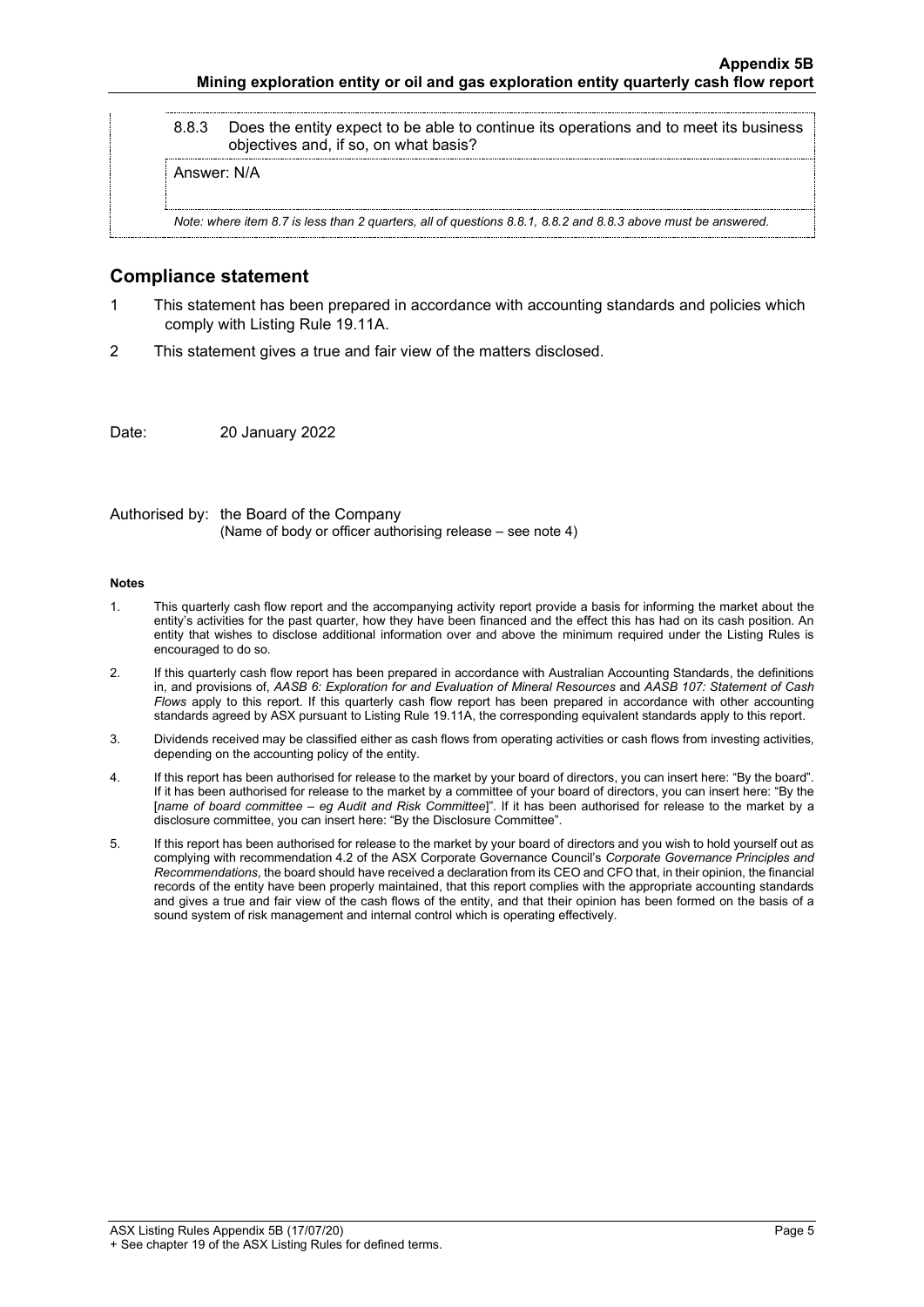8.8.3 Does the entity expect to be able to continue its operations and to meet its business objectives and, if so, on what basis?

Answer: N/A

*Note: where item 8.7 is less than 2 quarters, all of questions 8.8.1, 8.8.2 and 8.8.3 above must be answered.*

## Compliance statement

1. This statement has been prepared in accordance with accounting standards and policies which comply with Listing Rule 19.11A.
2. This statement gives a true and fair view of the matters disclosed.

Date: 20 January 2022

Authorised by: the Board of the Company
(Name of body or officer authorising release – see note 4)

**Notes**

1. This quarterly cash flow report and the accompanying activity report provide a basis for informing the market about the entity's activities for the past quarter, how they have been financed and the effect this has had on its cash position. An entity that wishes to disclose additional information over and above the minimum required under the Listing Rules is encouraged to do so.
2. If this quarterly cash flow report has been prepared in accordance with Australian Accounting Standards, the definitions in, and provisions of, *AASB 6: Exploration for and Evaluation of Mineral Resources* and *AASB 107: Statement of Cash Flows* apply to this report. If this quarterly cash flow report has been prepared in accordance with other accounting standards agreed by ASX pursuant to Listing Rule 19.11A, the corresponding equivalent standards apply to this report.
3. Dividends received may be classified either as cash flows from operating activities or cash flows from investing activities, depending on the accounting policy of the entity.
4. If this report has been authorised for release to the market by your board of directors, you can insert here: "By the board". If it has been authorised for release to the market by a committee of your board of directors, you can insert here: "By the [*name of board committee – eg Audit and Risk Committee*]". If it has been authorised for release to the market by a disclosure committee, you can insert here: "By the Disclosure Committee".
5. If this report has been authorised for release to the market by your board of directors and you wish to hold yourself out as complying with recommendation 4.2 of the ASX Corporate Governance Council's *Corporate Governance Principles and Recommendations*, the board should have received a declaration from its CEO and CFO that, in their opinion, the financial records of the entity have been properly maintained, that this report complies with the appropriate accounting standards and gives a true and fair view of the cash flows of the entity, and that their opinion has been formed on the basis of a sound system of risk management and internal control which is operating effectively.